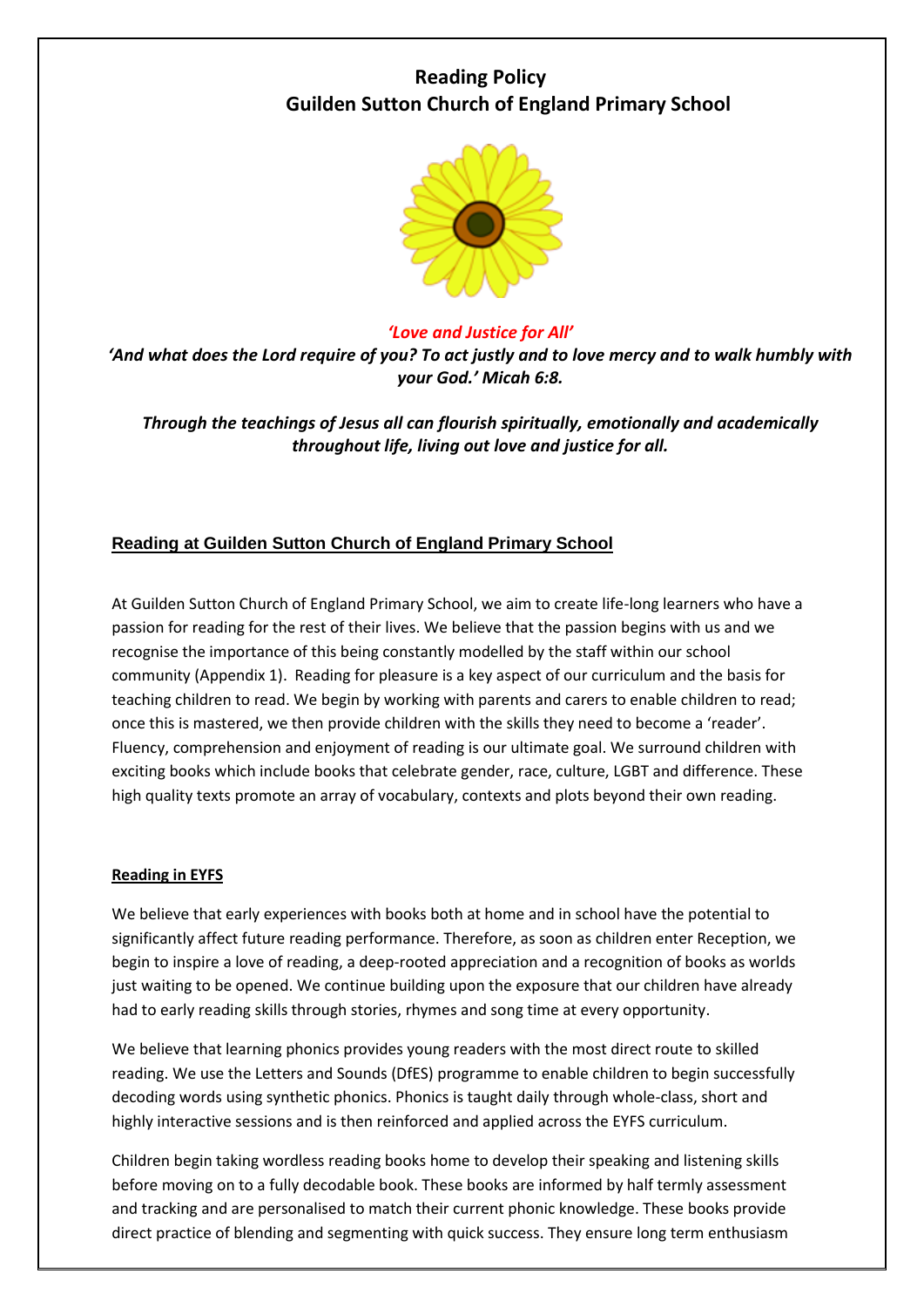# Reading Policy
# Guilden Sutton Church of England Primary School

*'Love and Justice for All'*

***'And what does the Lord require of you? To act justly and to love mercy and to walk humbly with your God.' Micah 6:8.***

***Through the teachings of Jesus all can flourish spiritually, emotionally and academically throughout life, living out love and justice for all.***

## Reading at Guilden Sutton Church of England Primary School

At Guilden Sutton Church of England Primary School, we aim to create life-long learners who have a passion for reading for the rest of their lives. We believe that the passion begins with us and we recognise the importance of this being constantly modelled by the staff within our school community (Appendix 1). Reading for pleasure is a key aspect of our curriculum and the basis for teaching children to read. We begin by working with parents and carers to enable children to read; once this is mastered, we then provide children with the skills they need to become a 'reader'. Fluency, comprehension and enjoyment of reading is our ultimate goal. We surround children with exciting books which include books that celebrate gender, race, culture, LGBT and difference. These high quality texts promote an array of vocabulary, contexts and plots beyond their own reading.

### Reading in EYFS

We believe that early experiences with books both at home and in school have the potential to significantly affect future reading performance. Therefore, as soon as children enter Reception, we begin to inspire a love of reading, a deep-rooted appreciation and a recognition of books as worlds just waiting to be opened. We continue building upon the exposure that our children have already had to early reading skills through stories, rhymes and song time at every opportunity.

We believe that learning phonics provides young readers with the most direct route to skilled reading. We use the Letters and Sounds (DfES) programme to enable children to begin successfully decoding words using synthetic phonics. Phonics is taught daily through whole-class, short and highly interactive sessions and is then reinforced and applied across the EYFS curriculum.

Children begin taking wordless reading books home to develop their speaking and listening skills before moving on to a fully decodable book. These books are informed by half termly assessment and tracking and are personalised to match their current phonic knowledge. These books provide direct practice of blending and segmenting with quick success. They ensure long term enthusiasm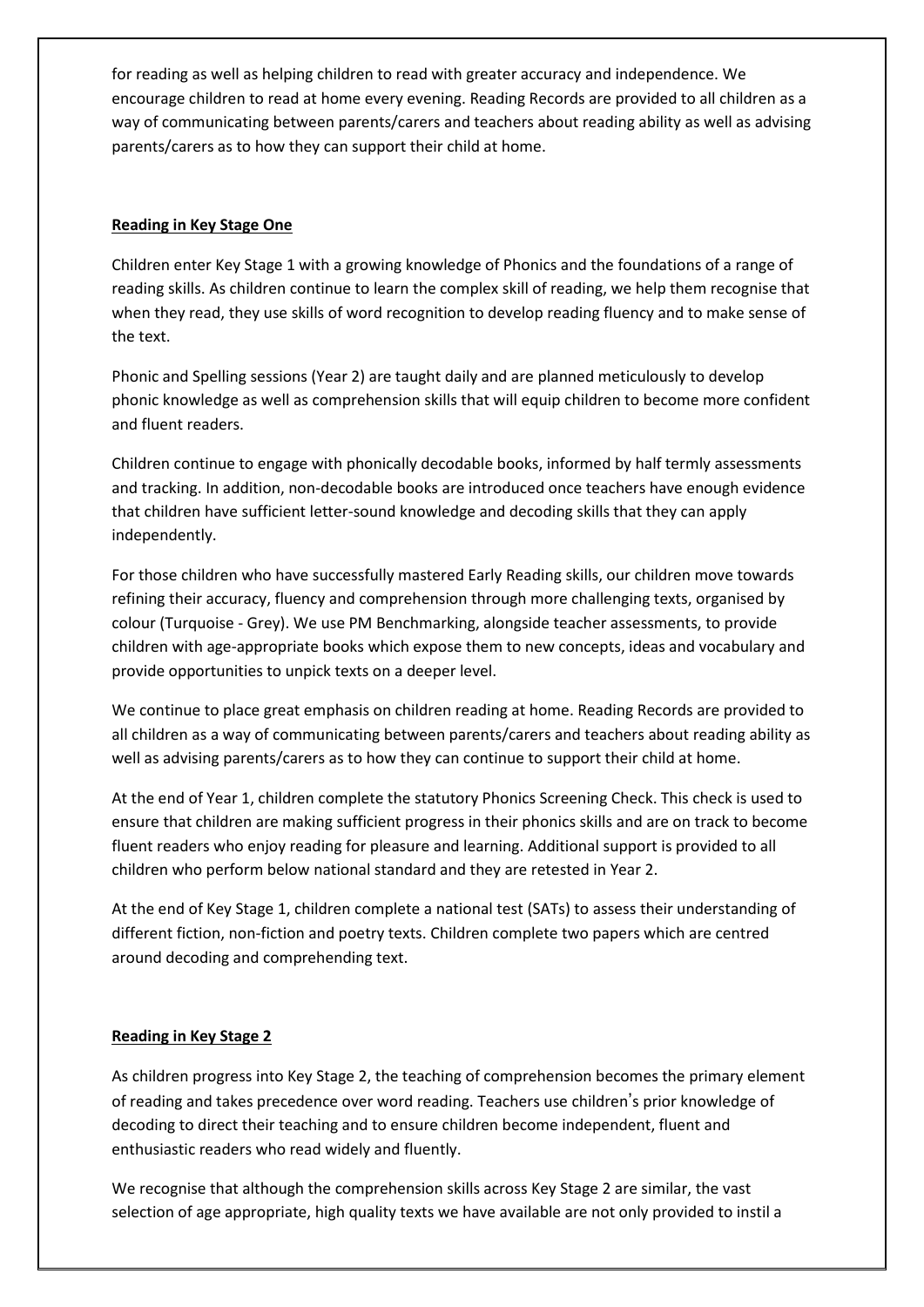for reading as well as helping children to read with greater accuracy and independence. We encourage children to read at home every evening. Reading Records are provided to all children as a way of communicating between parents/carers and teachers about reading ability as well as advising parents/carers as to how they can support their child at home.

## Reading in Key Stage One

Children enter Key Stage 1 with a growing knowledge of Phonics and the foundations of a range of reading skills. As children continue to learn the complex skill of reading, we help them recognise that when they read, they use skills of word recognition to develop reading fluency and to make sense of the text.

Phonic and Spelling sessions (Year 2) are taught daily and are planned meticulously to develop phonic knowledge as well as comprehension skills that will equip children to become more confident and fluent readers.

Children continue to engage with phonically decodable books, informed by half termly assessments and tracking. In addition, non-decodable books are introduced once teachers have enough evidence that children have sufficient letter-sound knowledge and decoding skills that they can apply independently.

For those children who have successfully mastered Early Reading skills, our children move towards refining their accuracy, fluency and comprehension through more challenging texts, organised by colour (Turquoise - Grey). We use PM Benchmarking, alongside teacher assessments, to provide children with age-appropriate books which expose them to new concepts, ideas and vocabulary and provide opportunities to unpick texts on a deeper level.

We continue to place great emphasis on children reading at home. Reading Records are provided to all children as a way of communicating between parents/carers and teachers about reading ability as well as advising parents/carers as to how they can continue to support their child at home.

At the end of Year 1, children complete the statutory Phonics Screening Check. This check is used to ensure that children are making sufficient progress in their phonics skills and are on track to become fluent readers who enjoy reading for pleasure and learning. Additional support is provided to all children who perform below national standard and they are retested in Year 2.

At the end of Key Stage 1, children complete a national test (SATs) to assess their understanding of different fiction, non-fiction and poetry texts. Children complete two papers which are centred around decoding and comprehending text.

## Reading in Key Stage 2

As children progress into Key Stage 2, the teaching of comprehension becomes the primary element of reading and takes precedence over word reading. Teachers use children's prior knowledge of decoding to direct their teaching and to ensure children become independent, fluent and enthusiastic readers who read widely and fluently.

We recognise that although the comprehension skills across Key Stage 2 are similar, the vast selection of age appropriate, high quality texts we have available are not only provided to instil a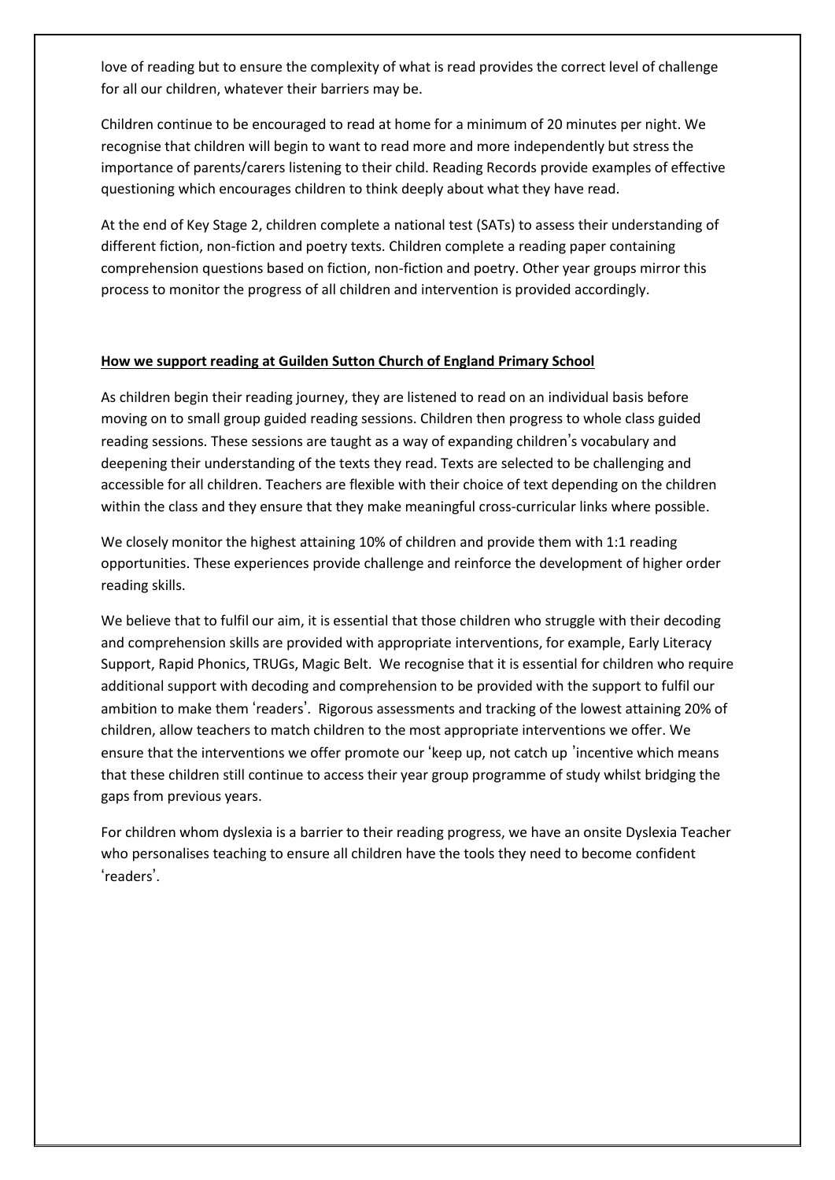love of reading but to ensure the complexity of what is read provides the correct level of challenge for all our children, whatever their barriers may be.

Children continue to be encouraged to read at home for a minimum of 20 minutes per night. We recognise that children will begin to want to read more and more independently but stress the importance of parents/carers listening to their child. Reading Records provide examples of effective questioning which encourages children to think deeply about what they have read.

At the end of Key Stage 2, children complete a national test (SATs) to assess their understanding of different fiction, non-fiction and poetry texts. Children complete a reading paper containing comprehension questions based on fiction, non-fiction and poetry. Other year groups mirror this process to monitor the progress of all children and intervention is provided accordingly.

**How we support reading at Guilden Sutton Church of England Primary School**

As children begin their reading journey, they are listened to read on an individual basis before moving on to small group guided reading sessions. Children then progress to whole class guided reading sessions. These sessions are taught as a way of expanding children's vocabulary and deepening their understanding of the texts they read. Texts are selected to be challenging and accessible for all children. Teachers are flexible with their choice of text depending on the children within the class and they ensure that they make meaningful cross-curricular links where possible.

We closely monitor the highest attaining 10% of children and provide them with 1:1 reading opportunities. These experiences provide challenge and reinforce the development of higher order reading skills.

We believe that to fulfil our aim, it is essential that those children who struggle with their decoding and comprehension skills are provided with appropriate interventions, for example, Early Literacy Support, Rapid Phonics, TRUGs, Magic Belt. We recognise that it is essential for children who require additional support with decoding and comprehension to be provided with the support to fulfil our ambition to make them 'readers'. Rigorous assessments and tracking of the lowest attaining 20% of children, allow teachers to match children to the most appropriate interventions we offer. We ensure that the interventions we offer promote our 'keep up, not catch up 'incentive which means that these children still continue to access their year group programme of study whilst bridging the gaps from previous years.

For children whom dyslexia is a barrier to their reading progress, we have an onsite Dyslexia Teacher who personalises teaching to ensure all children have the tools they need to become confident 'readers'.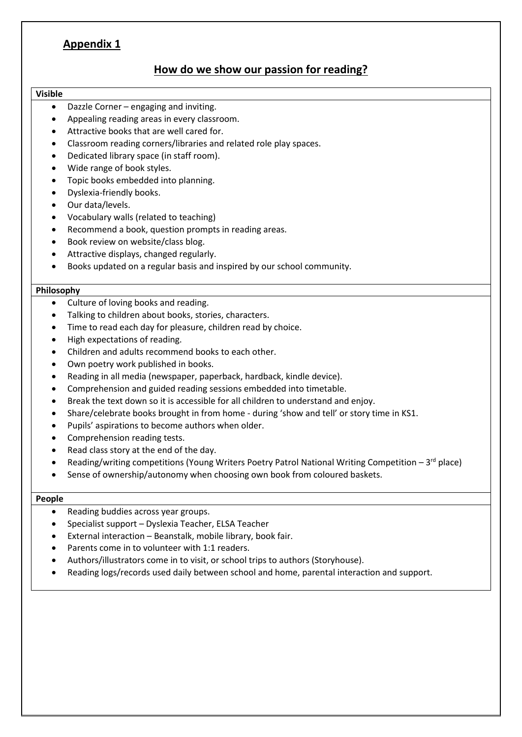## Appendix 1

## How do we show our passion for reading?

**Visible**

- Dazzle Corner – engaging and inviting.
- Appealing reading areas in every classroom.
- Attractive books that are well cared for.
- Classroom reading corners/libraries and related role play spaces.
- Dedicated library space (in staff room).
- Wide range of book styles.
- Topic books embedded into planning.
- Dyslexia-friendly books.
- Our data/levels.
- Vocabulary walls (related to teaching)
- Recommend a book, question prompts in reading areas.
- Book review on website/class blog.
- Attractive displays, changed regularly.
- Books updated on a regular basis and inspired by our school community.

**Philosophy**

- Culture of loving books and reading.
- Talking to children about books, stories, characters.
- Time to read each day for pleasure, children read by choice.
- High expectations of reading.
- Children and adults recommend books to each other.
- Own poetry work published in books.
- Reading in all media (newspaper, paperback, hardback, kindle device).
- Comprehension and guided reading sessions embedded into timetable.
- Break the text down so it is accessible for all children to understand and enjoy.
- Share/celebrate books brought in from home - during 'show and tell' or story time in KS1.
- Pupils' aspirations to become authors when older.
- Comprehension reading tests.
- Read class story at the end of the day.
- Reading/writing competitions (Young Writers Poetry Patrol National Writing Competition – 3rd place)
- Sense of ownership/autonomy when choosing own book from coloured baskets.

**People**

- Reading buddies across year groups.
- Specialist support – Dyslexia Teacher, ELSA Teacher
- External interaction – Beanstalk, mobile library, book fair.
- Parents come in to volunteer with 1:1 readers.
- Authors/illustrators come in to visit, or school trips to authors (Storyhouse).
- Reading logs/records used daily between school and home, parental interaction and support.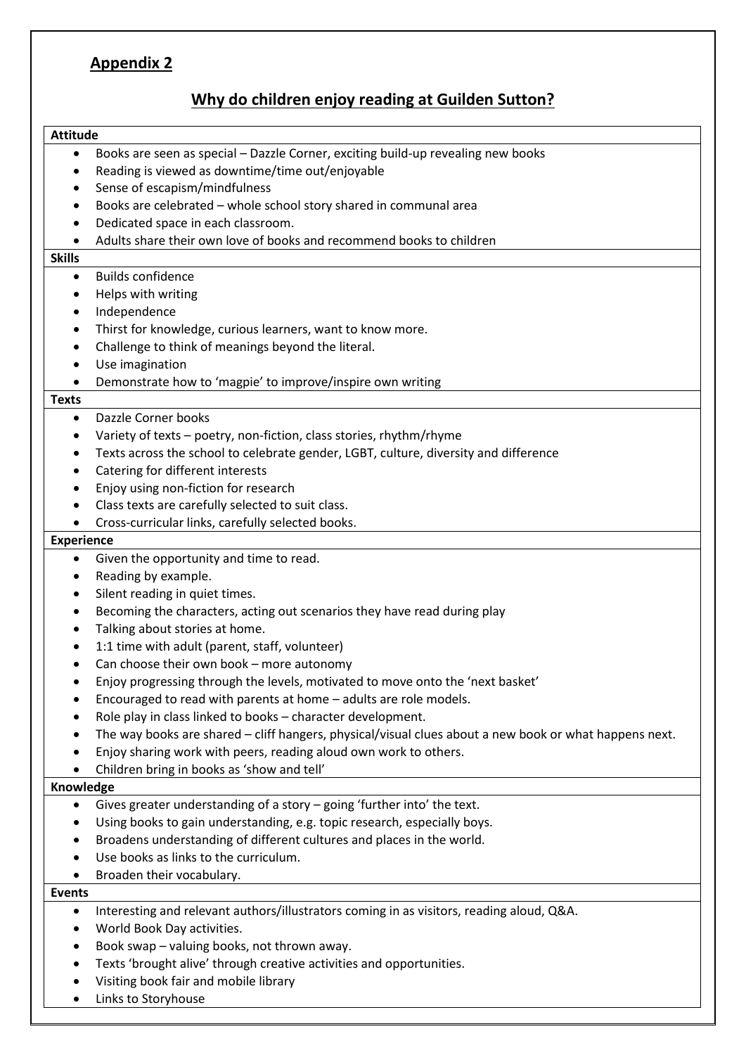## Appendix 2

## Why do children enjoy reading at Guilden Sutton?

**Attitude**

- Books are seen as special – Dazzle Corner, exciting build-up revealing new books
- Reading is viewed as downtime/time out/enjoyable
- Sense of escapism/mindfulness
- Books are celebrated – whole school story shared in communal area
- Dedicated space in each classroom.
- Adults share their own love of books and recommend books to children

**Skills**

- Builds confidence
- Helps with writing
- Independence
- Thirst for knowledge, curious learners, want to know more.
- Challenge to think of meanings beyond the literal.
- Use imagination
- Demonstrate how to 'magpie' to improve/inspire own writing

**Texts**

- Dazzle Corner books
- Variety of texts – poetry, non-fiction, class stories, rhythm/rhyme
- Texts across the school to celebrate gender, LGBT, culture, diversity and difference
- Catering for different interests
- Enjoy using non-fiction for research
- Class texts are carefully selected to suit class.
- Cross-curricular links, carefully selected books.

**Experience**

- Given the opportunity and time to read.
- Reading by example.
- Silent reading in quiet times.
- Becoming the characters, acting out scenarios they have read during play
- Talking about stories at home.
- 1:1 time with adult (parent, staff, volunteer)
- Can choose their own book – more autonomy
- Enjoy progressing through the levels, motivated to move onto the 'next basket'
- Encouraged to read with parents at home – adults are role models.
- Role play in class linked to books – character development.
- The way books are shared – cliff hangers, physical/visual clues about a new book or what happens next.
- Enjoy sharing work with peers, reading aloud own work to others.
- Children bring in books as 'show and tell'

**Knowledge**

- Gives greater understanding of a story – going 'further into' the text.
- Using books to gain understanding, e.g. topic research, especially boys.
- Broadens understanding of different cultures and places in the world.
- Use books as links to the curriculum.
- Broaden their vocabulary.

**Events**

- Interesting and relevant authors/illustrators coming in as visitors, reading aloud, Q&A.
- World Book Day activities.
- Book swap – valuing books, not thrown away.
- Texts 'brought alive' through creative activities and opportunities.
- Visiting book fair and mobile library
- Links to Storyhouse